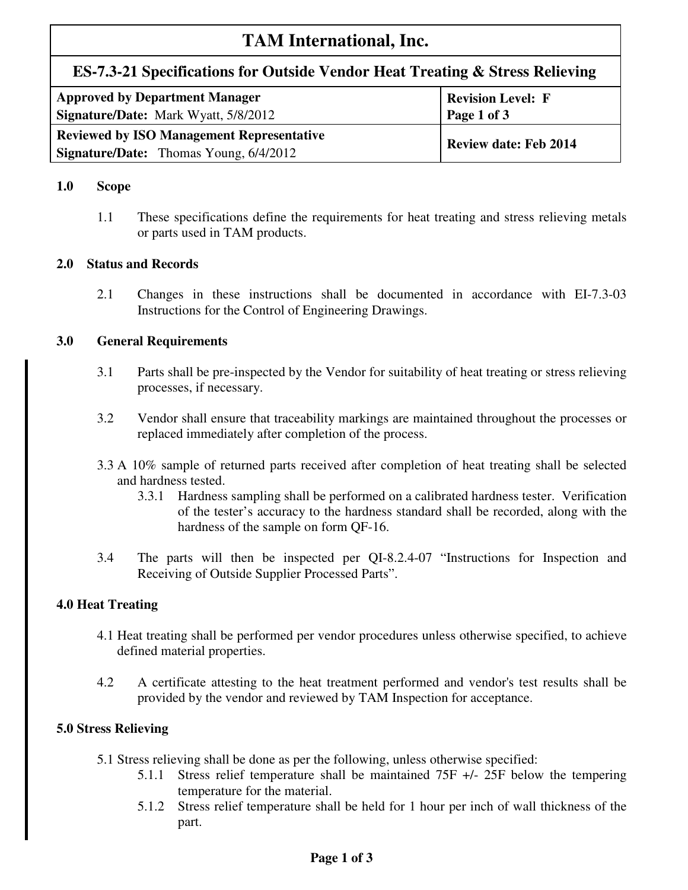| TAM International, Inc. | |
|---|---|
| **ES-7.3-21 Specifications for Outside Vendor Heat Treating & Stress Relieving** | |
| **Approved by Department Manager**<br>**Signature/Date:** Mark Wyatt, 5/8/2012 | **Revision Level: F**<br>**Page 1 of 3** |
| **Reviewed by ISO Management Representative**<br>**Signature/Date:** Thomas Young, 6/4/2012 | **Review date: Feb 2014** |

## 1.0 Scope

1.1 These specifications define the requirements for heat treating and stress relieving metals or parts used in TAM products.

## 2.0 Status and Records

2.1 Changes in these instructions shall be documented in accordance with EI-7.3-03 Instructions for the Control of Engineering Drawings.

## 3.0 General Requirements

3.1 Parts shall be pre-inspected by the Vendor for suitability of heat treating or stress relieving processes, if necessary.

3.2 Vendor shall ensure that traceability markings are maintained throughout the processes or replaced immediately after completion of the process.

3.3 A 10% sample of returned parts received after completion of heat treating shall be selected and hardness tested.

3.3.1 Hardness sampling shall be performed on a calibrated hardness tester. Verification of the tester's accuracy to the hardness standard shall be recorded, along with the hardness of the sample on form QF-16.

3.4 The parts will then be inspected per QI-8.2.4-07 "Instructions for Inspection and Receiving of Outside Supplier Processed Parts".

## 4.0 Heat Treating

4.1 Heat treating shall be performed per vendor procedures unless otherwise specified, to achieve defined material properties.

4.2 A certificate attesting to the heat treatment performed and vendor's test results shall be provided by the vendor and reviewed by TAM Inspection for acceptance.

## 5.0 Stress Relieving

5.1 Stress relieving shall be done as per the following, unless otherwise specified:

5.1.1 Stress relief temperature shall be maintained 75F +/- 25F below the tempering temperature for the material.

5.1.2 Stress relief temperature shall be held for 1 hour per inch of wall thickness of the part.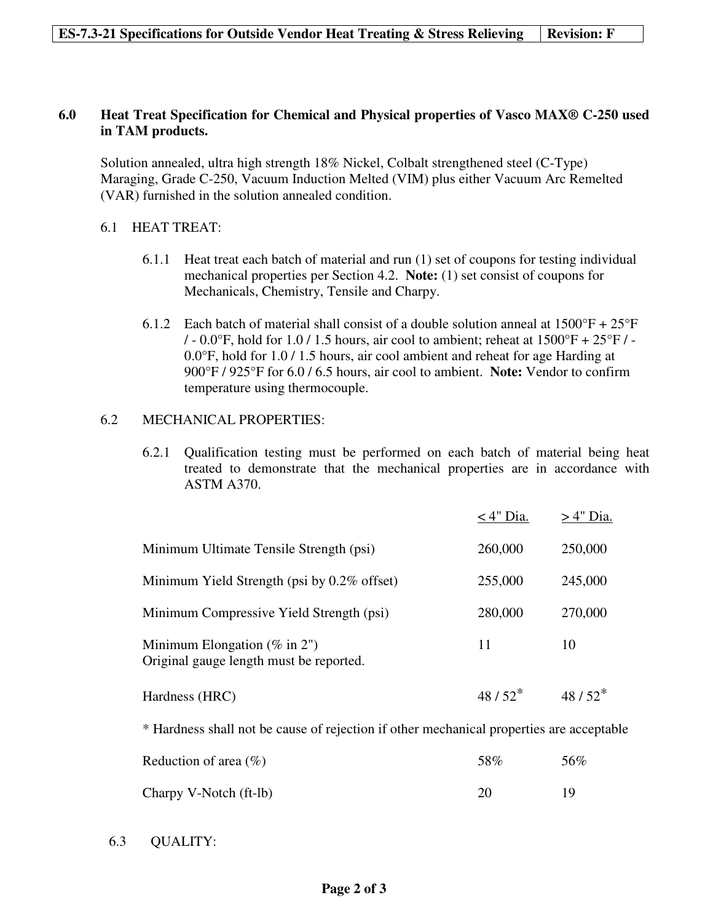## 6.0 Heat Treat Specification for Chemical and Physical properties of Vasco MAX® C-250 used in TAM products.

Solution annealed, ultra high strength 18% Nickel, Colbalt strengthened steel (C-Type) Maraging, Grade C-250, Vacuum Induction Melted (VIM) plus either Vacuum Arc Remelted (VAR) furnished in the solution annealed condition.

### 6.1 HEAT TREAT:

6.1.1 Heat treat each batch of material and run (1) set of coupons for testing individual mechanical properties per Section 4.2. **Note:** (1) set consist of coupons for Mechanicals, Chemistry, Tensile and Charpy.

6.1.2 Each batch of material shall consist of a double solution anneal at 1500°F + 25°F / - 0.0°F, hold for 1.0 / 1.5 hours, air cool to ambient; reheat at 1500°F + 25°F / - 0.0°F, hold for 1.0 / 1.5 hours, air cool ambient and reheat for age Harding at 900°F / 925°F for 6.0 / 6.5 hours, air cool to ambient. **Note:** Vendor to confirm temperature using thermocouple.

### 6.2 MECHANICAL PROPERTIES:

6.2.1 Qualification testing must be performed on each batch of material being heat treated to demonstrate that the mechanical properties are in accordance with ASTM A370.

| | < 4" Dia. | > 4" Dia. |
|---|---|---|
| Minimum Ultimate Tensile Strength (psi) | 260,000 | 250,000 |
| Minimum Yield Strength (psi by 0.2% offset) | 255,000 | 245,000 |
| Minimum Compressive Yield Strength (psi) | 280,000 | 270,000 |
| Minimum Elongation (% in 2") Original gauge length must be reported. | 11 | 10 |
| Hardness (HRC) | 48 / 52* | 48 / 52* |

\* Hardness shall not be cause of rejection if other mechanical properties are acceptable

| | < 4" Dia. | > 4" Dia. |
|---|---|---|
| Reduction of area (%) | 58% | 56% |
| Charpy V-Notch (ft-lb) | 20 | 19 |

### 6.3 QUALITY: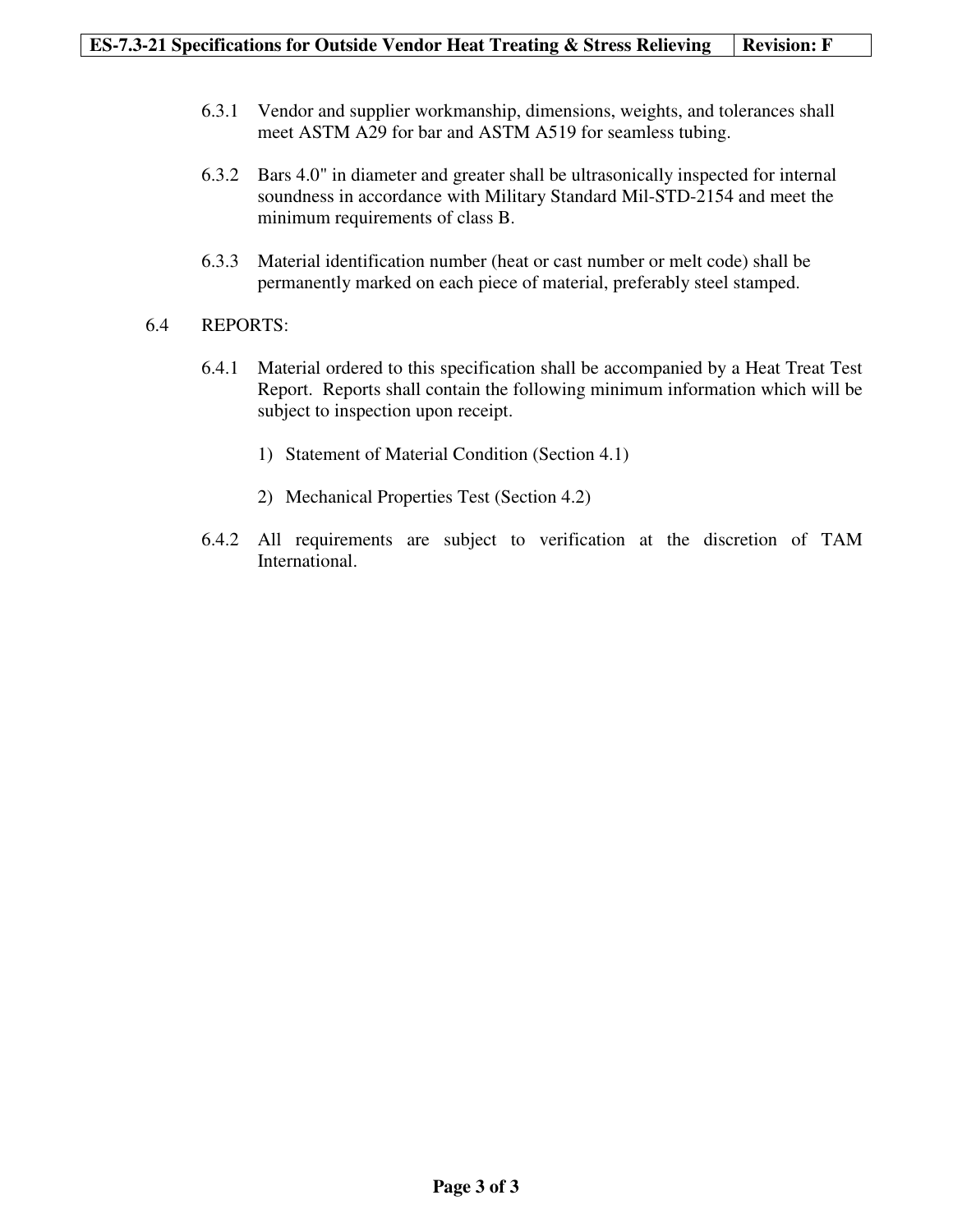6.3.1 Vendor and supplier workmanship, dimensions, weights, and tolerances shall meet ASTM A29 for bar and ASTM A519 for seamless tubing.

6.3.2 Bars 4.0" in diameter and greater shall be ultrasonically inspected for internal soundness in accordance with Military Standard Mil-STD-2154 and meet the minimum requirements of class B.

6.3.3 Material identification number (heat or cast number or melt code) shall be permanently marked on each piece of material, preferably steel stamped.

6.4 REPORTS:

6.4.1 Material ordered to this specification shall be accompanied by a Heat Treat Test Report. Reports shall contain the following minimum information which will be subject to inspection upon receipt.

1) Statement of Material Condition (Section 4.1)

2) Mechanical Properties Test (Section 4.2)

6.4.2 All requirements are subject to verification at the discretion of TAM International.